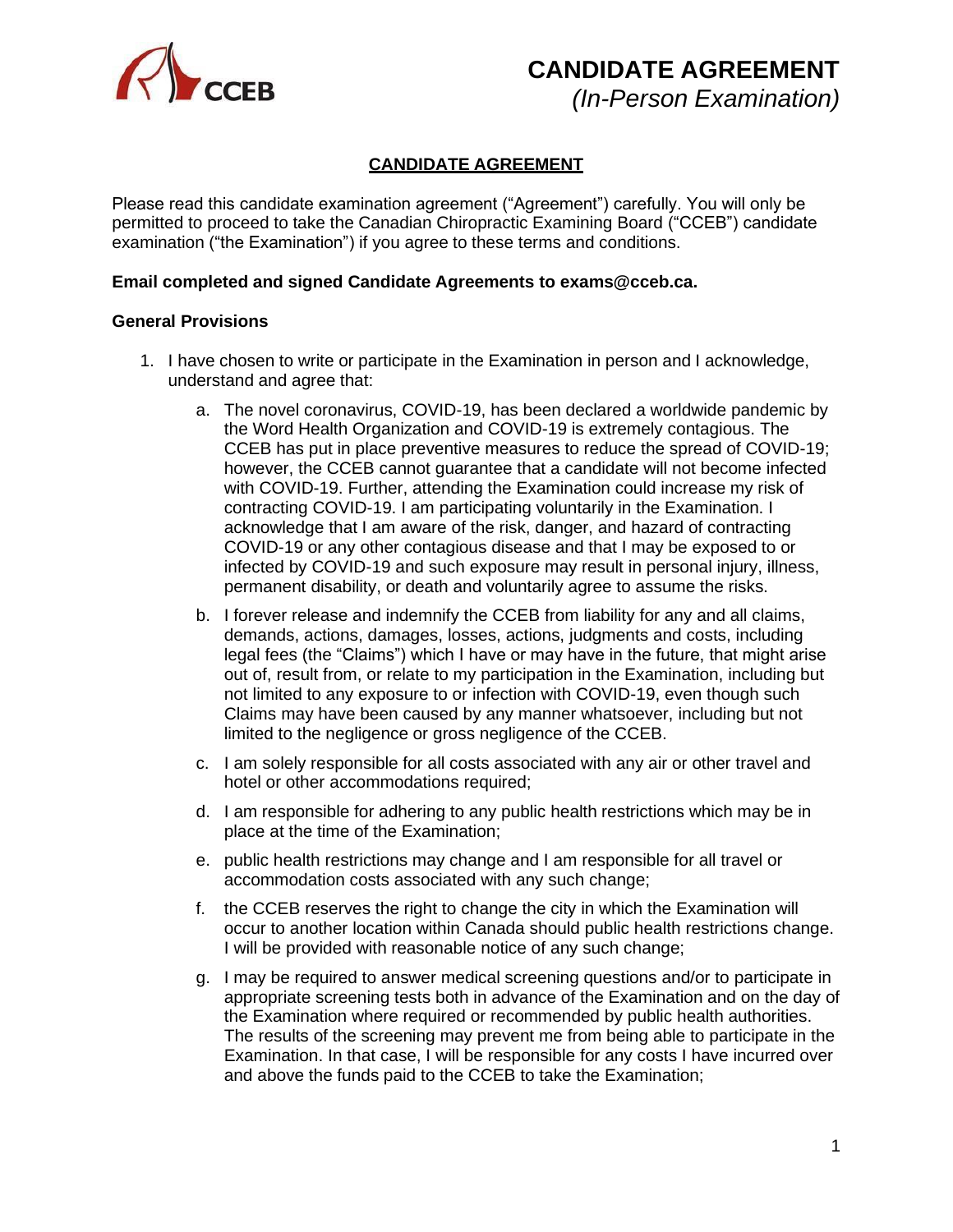# CANDIDATE AGREEMENT
*(In-Person Examination)*

## CANDIDATE AGREEMENT

Please read this candidate examination agreement ("Agreement") carefully. You will only be permitted to proceed to take the Canadian Chiropractic Examining Board ("CCEB") candidate examination ("the Examination") if you agree to these terms and conditions.

**Email completed and signed Candidate Agreements to exams@cceb.ca.**

### General Provisions

1. I have chosen to write or participate in the Examination in person and I acknowledge, understand and agree that:

   a. The novel coronavirus, COVID-19, has been declared a worldwide pandemic by the Word Health Organization and COVID-19 is extremely contagious. The CCEB has put in place preventive measures to reduce the spread of COVID-19; however, the CCEB cannot guarantee that a candidate will not become infected with COVID-19. Further, attending the Examination could increase my risk of contracting COVID-19. I am participating voluntarily in the Examination. I acknowledge that I am aware of the risk, danger, and hazard of contracting COVID-19 or any other contagious disease and that I may be exposed to or infected by COVID-19 and such exposure may result in personal injury, illness, permanent disability, or death and voluntarily agree to assume the risks.

   b. I forever release and indemnify the CCEB from liability for any and all claims, demands, actions, damages, losses, actions, judgments and costs, including legal fees (the "Claims") which I have or may have in the future, that might arise out of, result from, or relate to my participation in the Examination, including but not limited to any exposure to or infection with COVID-19, even though such Claims may have been caused by any manner whatsoever, including but not limited to the negligence or gross negligence of the CCEB.

   c. I am solely responsible for all costs associated with any air or other travel and hotel or other accommodations required;

   d. I am responsible for adhering to any public health restrictions which may be in place at the time of the Examination;

   e. public health restrictions may change and I am responsible for all travel or accommodation costs associated with any such change;

   f. the CCEB reserves the right to change the city in which the Examination will occur to another location within Canada should public health restrictions change. I will be provided with reasonable notice of any such change;

   g. I may be required to answer medical screening questions and/or to participate in appropriate screening tests both in advance of the Examination and on the day of the Examination where required or recommended by public health authorities. The results of the screening may prevent me from being able to participate in the Examination. In that case, I will be responsible for any costs I have incurred over and above the funds paid to the CCEB to take the Examination;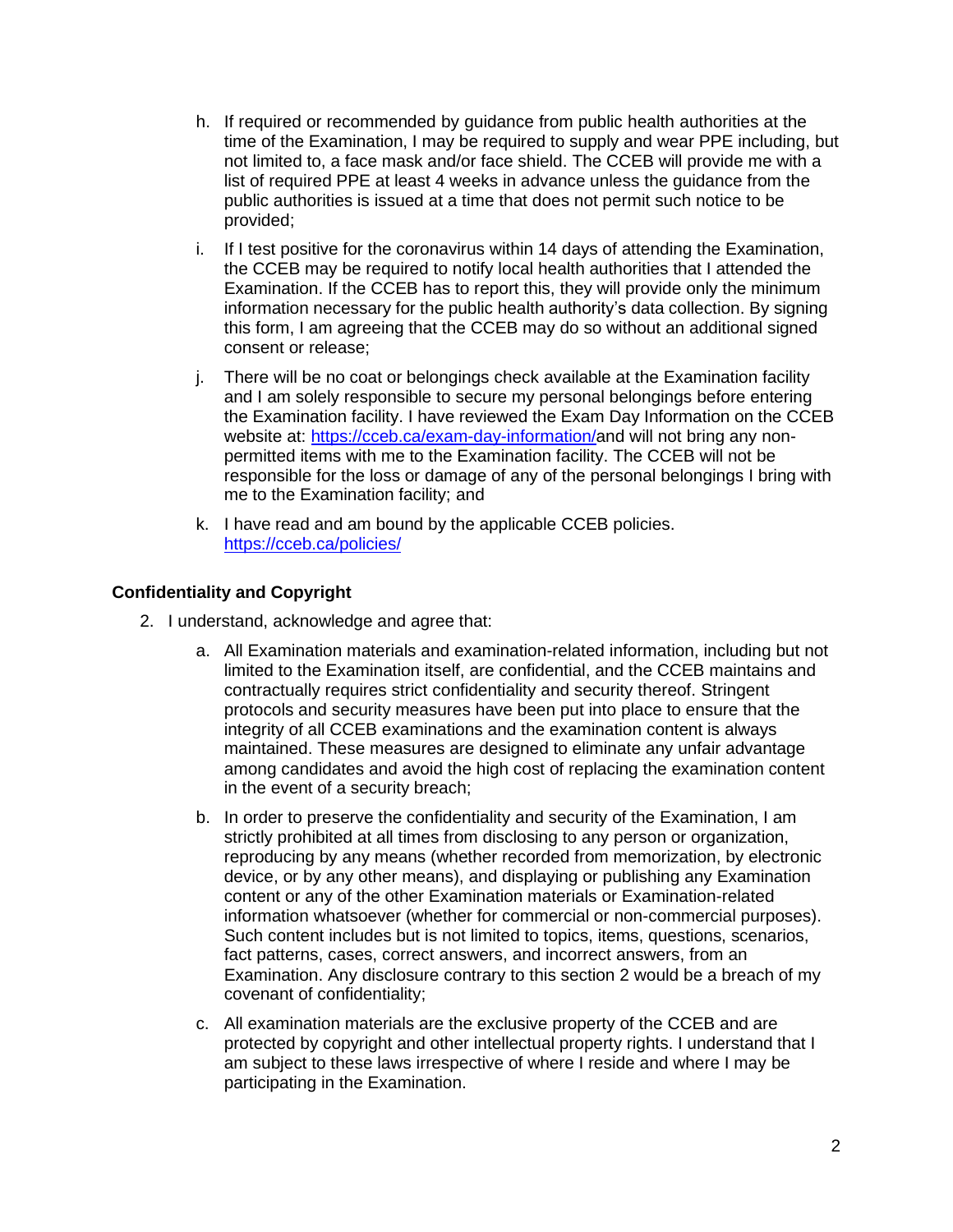h. If required or recommended by guidance from public health authorities at the time of the Examination, I may be required to supply and wear PPE including, but not limited to, a face mask and/or face shield. The CCEB will provide me with a list of required PPE at least 4 weeks in advance unless the guidance from the public authorities is issued at a time that does not permit such notice to be provided;

i. If I test positive for the coronavirus within 14 days of attending the Examination, the CCEB may be required to notify local health authorities that I attended the Examination. If the CCEB has to report this, they will provide only the minimum information necessary for the public health authority's data collection. By signing this form, I am agreeing that the CCEB may do so without an additional signed consent or release;

j. There will be no coat or belongings check available at the Examination facility and I am solely responsible to secure my personal belongings before entering the Examination facility. I have reviewed the Exam Day Information on the CCEB website at: [https://cceb.ca/exam-day-information/](https://cceb.ca/exam-day-information/)and will not bring any non-permitted items with me to the Examination facility. The CCEB will not be responsible for the loss or damage of any of the personal belongings I bring with me to the Examination facility; and

k. I have read and am bound by the applicable CCEB policies. [https://cceb.ca/policies/](https://cceb.ca/policies/)

## Confidentiality and Copyright

2. I understand, acknowledge and agree that:

   a. All Examination materials and examination-related information, including but not limited to the Examination itself, are confidential, and the CCEB maintains and contractually requires strict confidentiality and security thereof. Stringent protocols and security measures have been put into place to ensure that the integrity of all CCEB examinations and the examination content is always maintained. These measures are designed to eliminate any unfair advantage among candidates and avoid the high cost of replacing the examination content in the event of a security breach;

   b. In order to preserve the confidentiality and security of the Examination, I am strictly prohibited at all times from disclosing to any person or organization, reproducing by any means (whether recorded from memorization, by electronic device, or by any other means), and displaying or publishing any Examination content or any of the other Examination materials or Examination-related information whatsoever (whether for commercial or non-commercial purposes). Such content includes but is not limited to topics, items, questions, scenarios, fact patterns, cases, correct answers, and incorrect answers, from an Examination. Any disclosure contrary to this section 2 would be a breach of my covenant of confidentiality;

   c. All examination materials are the exclusive property of the CCEB and are protected by copyright and other intellectual property rights. I understand that I am subject to these laws irrespective of where I reside and where I may be participating in the Examination.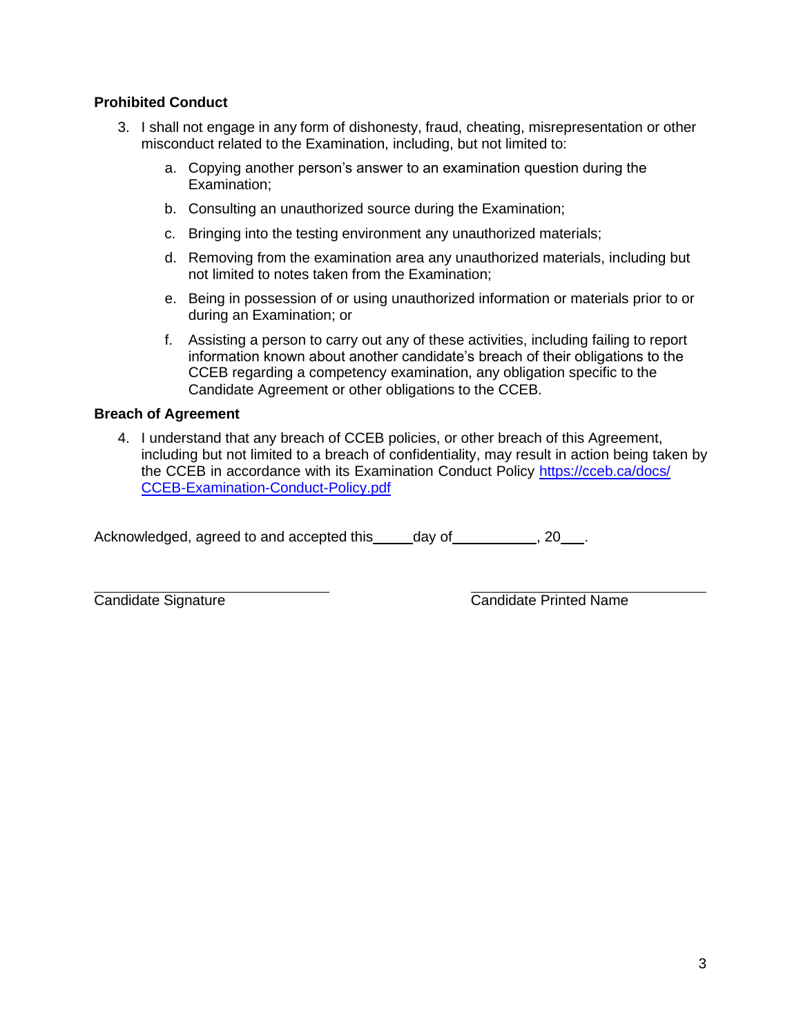**Prohibited Conduct**

3. I shall not engage in any form of dishonesty, fraud, cheating, misrepresentation or other misconduct related to the Examination, including, but not limited to:

    a. Copying another person's answer to an examination question during the Examination;

    b. Consulting an unauthorized source during the Examination;

    c. Bringing into the testing environment any unauthorized materials;

    d. Removing from the examination area any unauthorized materials, including but not limited to notes taken from the Examination;

    e. Being in possession of or using unauthorized information or materials prior to or during an Examination; or

    f. Assisting a person to carry out any of these activities, including failing to report information known about another candidate's breach of their obligations to the CCEB regarding a competency examination, any obligation specific to the Candidate Agreement or other obligations to the CCEB.

**Breach of Agreement**

4. I understand that any breach of CCEB policies, or other breach of this Agreement, including but not limited to a breach of confidentiality, may result in action being taken by the CCEB in accordance with its Examination Conduct Policy https://cceb.ca/docs/CCEB-Examination-Conduct-Policy.pdf

Acknowledged, agreed to and accepted this _____ day of ___________, 20___.

______________________________ Candidate Signature

______________________________ Candidate Printed Name